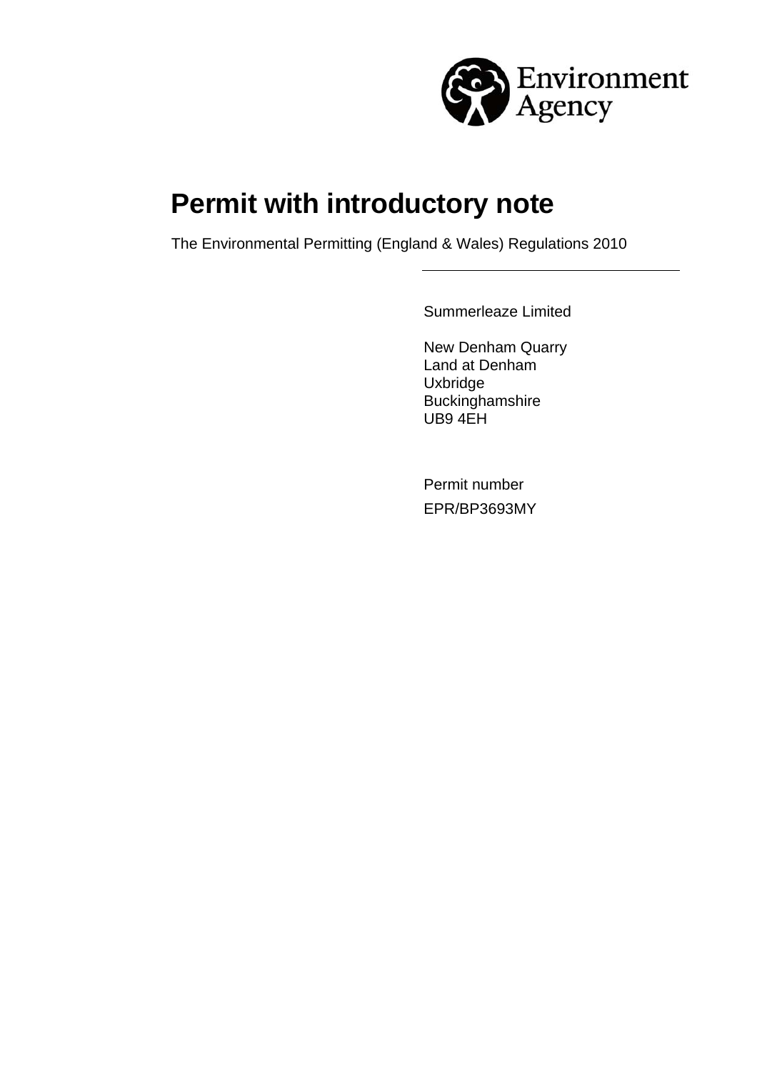Environment Agency

# Permit with introductory note

The Environmental Permitting (England & Wales) Regulations 2010

---

Summerleaze Limited

New Denham Quarry
Land at Denham
Uxbridge
Buckinghamshire
UB9 4EH

Permit number
EPR/BP3693MY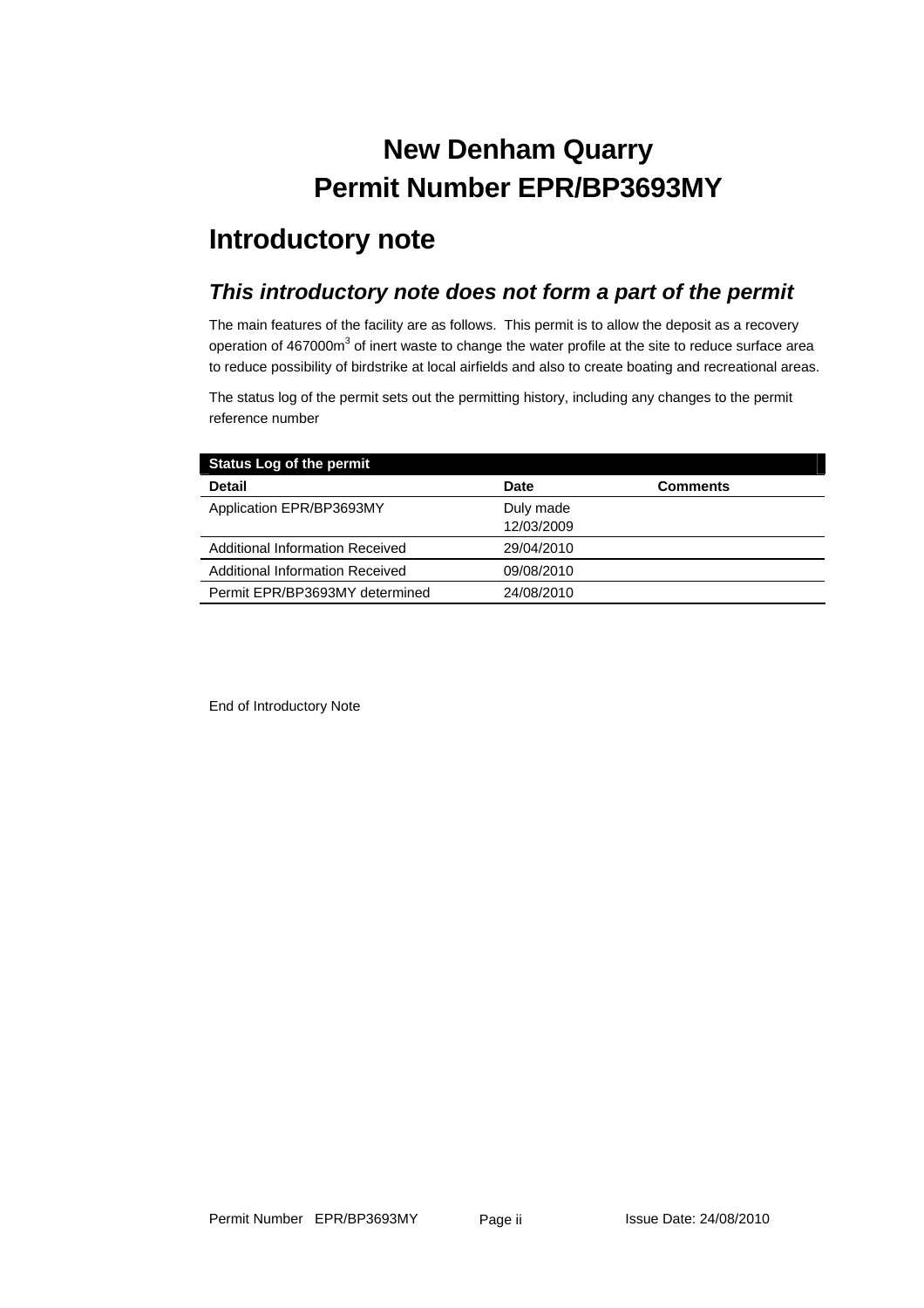# New Denham Quarry
# Permit Number EPR/BP3693MY

## Introductory note

### *This introductory note does not form a part of the permit*

The main features of the facility are as follows. This permit is to allow the deposit as a recovery operation of 467000$m^3$ of inert waste to change the water profile at the site to reduce surface area to reduce possibility of birdstrike at local airfields and also to create boating and recreational areas.

The status log of the permit sets out the permitting history, including any changes to the permit reference number

| **Status Log of the permit** | | |
|---|---|---|
| **Detail** | **Date** | **Comments** |
| Application EPR/BP3693MY | Duly made 12/03/2009 | |
| Additional Information Received | 29/04/2010 | |
| Additional Information Received | 09/08/2010 | |
| Permit EPR/BP3693MY determined | 24/08/2010 | |

End of Introductory Note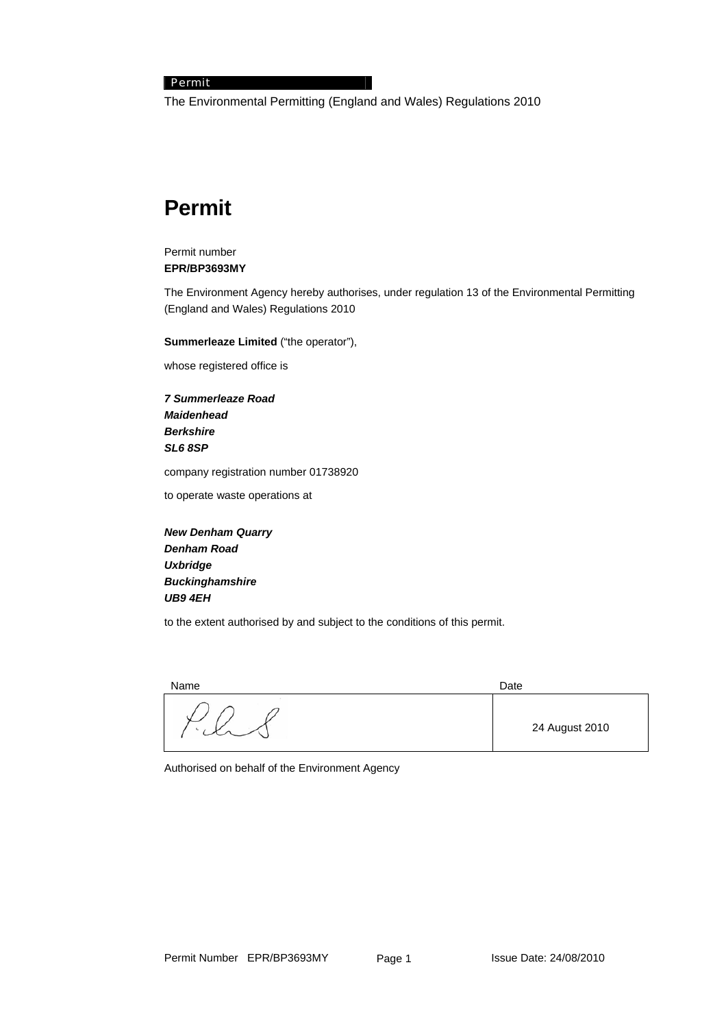Permit

The Environmental Permitting (England and Wales) Regulations 2010

# Permit

Permit number
**EPR/BP3693MY**

The Environment Agency hereby authorises, under regulation 13 of the Environmental Permitting (England and Wales) Regulations 2010

**Summerleaze Limited** ("the operator"),

whose registered office is

***7 Summerleaze Road***
***Maidenhead***
***Berkshire***
***SL6 8SP***

company registration number 01738920

to operate waste operations at

***New Denham Quarry***
***Denham Road***
***Uxbridge***
***Buckinghamshire***
***UB9 4EH***

to the extent authorised by and subject to the conditions of this permit.

| Name | Date |
|---|---|
| [signature] | 24 August 2010 |

Authorised on behalf of the Environment Agency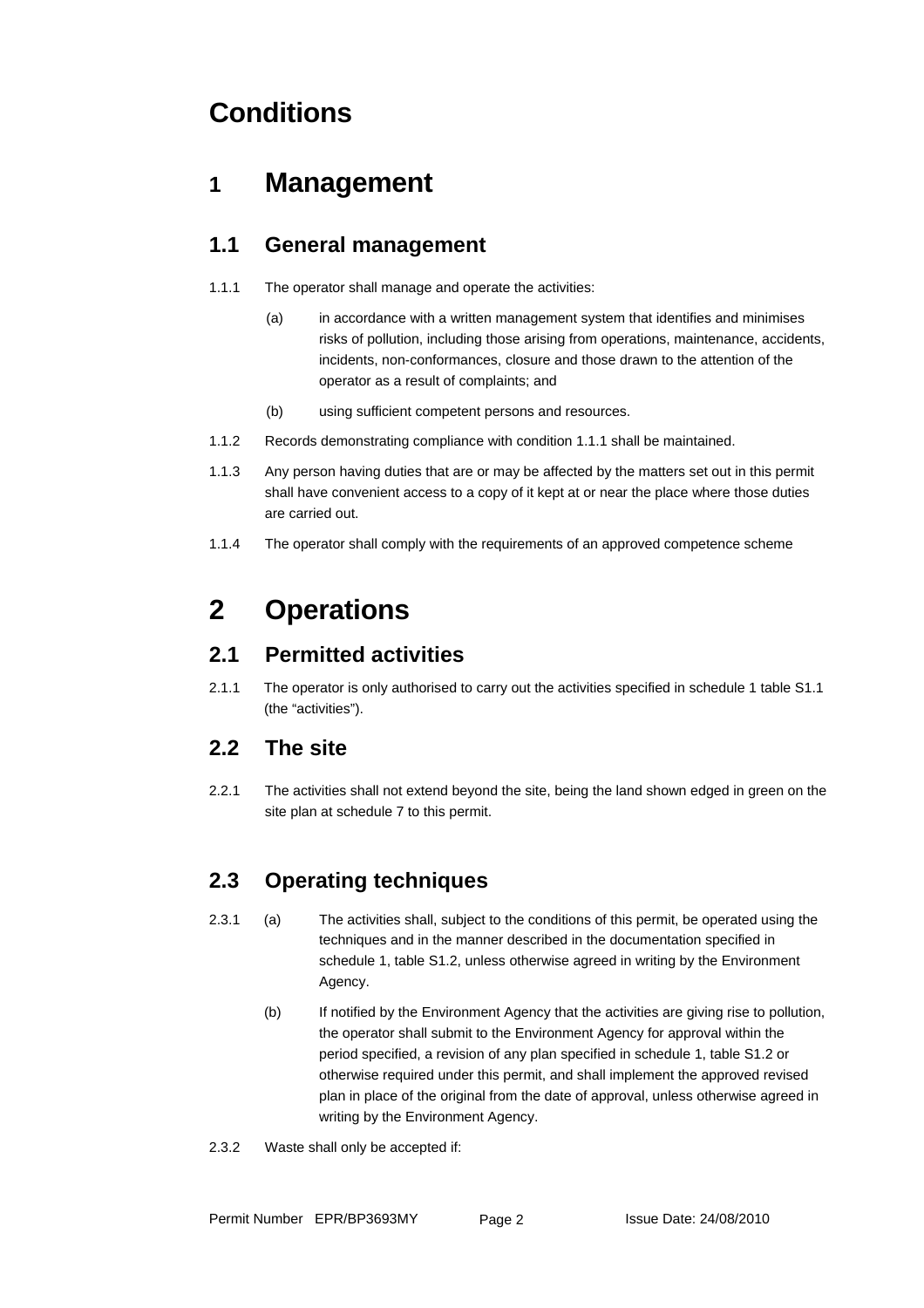# Conditions

## 1 Management

### 1.1 General management

1.1.1 The operator shall manage and operate the activities:

(a) in accordance with a written management system that identifies and minimises risks of pollution, including those arising from operations, maintenance, accidents, incidents, non-conformances, closure and those drawn to the attention of the operator as a result of complaints; and

(b) using sufficient competent persons and resources.

1.1.2 Records demonstrating compliance with condition 1.1.1 shall be maintained.

1.1.3 Any person having duties that are or may be affected by the matters set out in this permit shall have convenient access to a copy of it kept at or near the place where those duties are carried out.

1.1.4 The operator shall comply with the requirements of an approved competence scheme

# 2 Operations

### 2.1 Permitted activities

2.1.1 The operator is only authorised to carry out the activities specified in schedule 1 table S1.1 (the “activities”).

### 2.2 The site

2.2.1 The activities shall not extend beyond the site, being the land shown edged in green on the site plan at schedule 7 to this permit.

### 2.3 Operating techniques

2.3.1 (a) The activities shall, subject to the conditions of this permit, be operated using the techniques and in the manner described in the documentation specified in schedule 1, table S1.2, unless otherwise agreed in writing by the Environment Agency.

(b) If notified by the Environment Agency that the activities are giving rise to pollution, the operator shall submit to the Environment Agency for approval within the period specified, a revision of any plan specified in schedule 1, table S1.2 or otherwise required under this permit, and shall implement the approved revised plan in place of the original from the date of approval, unless otherwise agreed in writing by the Environment Agency.

2.3.2 Waste shall only be accepted if: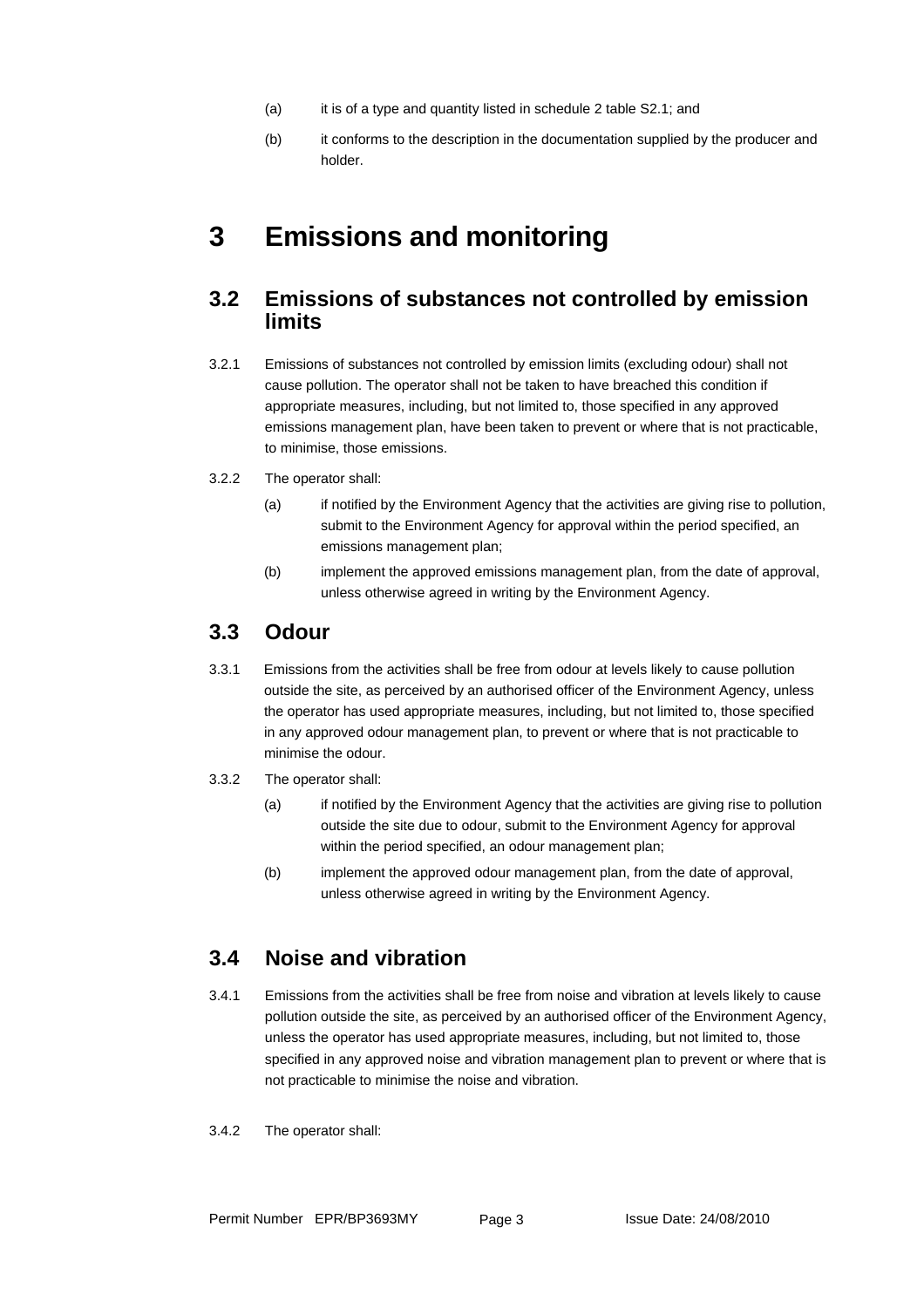(a) it is of a type and quantity listed in schedule 2 table S2.1; and

(b) it conforms to the description in the documentation supplied by the producer and holder.

# 3 Emissions and monitoring

## 3.2 Emissions of substances not controlled by emission limits

3.2.1 Emissions of substances not controlled by emission limits (excluding odour) shall not cause pollution. The operator shall not be taken to have breached this condition if appropriate measures, including, but not limited to, those specified in any approved emissions management plan, have been taken to prevent or where that is not practicable, to minimise, those emissions.

3.2.2 The operator shall:

(a) if notified by the Environment Agency that the activities are giving rise to pollution, submit to the Environment Agency for approval within the period specified, an emissions management plan;

(b) implement the approved emissions management plan, from the date of approval, unless otherwise agreed in writing by the Environment Agency.

## 3.3 Odour

3.3.1 Emissions from the activities shall be free from odour at levels likely to cause pollution outside the site, as perceived by an authorised officer of the Environment Agency, unless the operator has used appropriate measures, including, but not limited to, those specified in any approved odour management plan, to prevent or where that is not practicable to minimise the odour.

3.3.2 The operator shall:

(a) if notified by the Environment Agency that the activities are giving rise to pollution outside the site due to odour, submit to the Environment Agency for approval within the period specified, an odour management plan;

(b) implement the approved odour management plan, from the date of approval, unless otherwise agreed in writing by the Environment Agency.

## 3.4 Noise and vibration

3.4.1 Emissions from the activities shall be free from noise and vibration at levels likely to cause pollution outside the site, as perceived by an authorised officer of the Environment Agency, unless the operator has used appropriate measures, including, but not limited to, those specified in any approved noise and vibration management plan to prevent or where that is not practicable to minimise the noise and vibration.

3.4.2 The operator shall: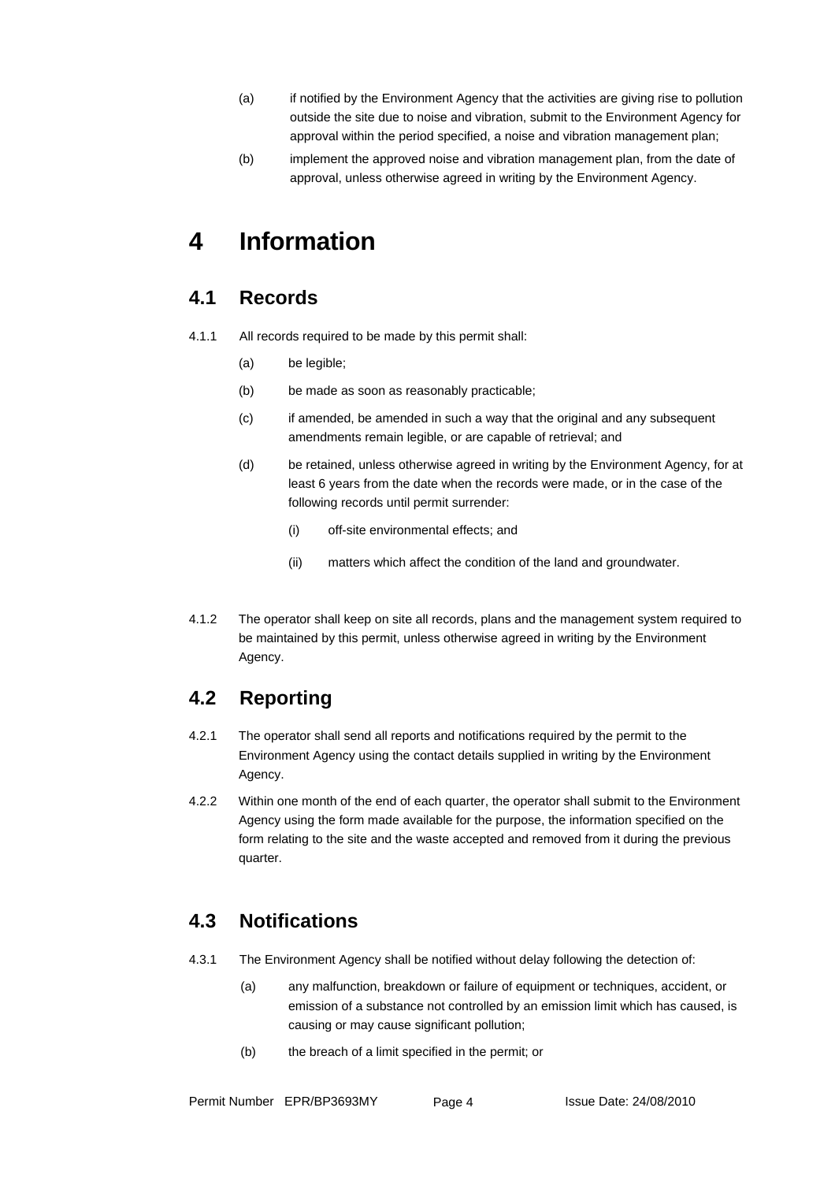(a) if notified by the Environment Agency that the activities are giving rise to pollution outside the site due to noise and vibration, submit to the Environment Agency for approval within the period specified, a noise and vibration management plan;

(b) implement the approved noise and vibration management plan, from the date of approval, unless otherwise agreed in writing by the Environment Agency.

# 4 Information

## 4.1 Records

4.1.1 All records required to be made by this permit shall:

(a) be legible;

(b) be made as soon as reasonably practicable;

(c) if amended, be amended in such a way that the original and any subsequent amendments remain legible, or are capable of retrieval; and

(d) be retained, unless otherwise agreed in writing by the Environment Agency, for at least 6 years from the date when the records were made, or in the case of the following records until permit surrender:

(i) off-site environmental effects; and

(ii) matters which affect the condition of the land and groundwater.

4.1.2 The operator shall keep on site all records, plans and the management system required to be maintained by this permit, unless otherwise agreed in writing by the Environment Agency.

## 4.2 Reporting

4.2.1 The operator shall send all reports and notifications required by the permit to the Environment Agency using the contact details supplied in writing by the Environment Agency.

4.2.2 Within one month of the end of each quarter, the operator shall submit to the Environment Agency using the form made available for the purpose, the information specified on the form relating to the site and the waste accepted and removed from it during the previous quarter.

## 4.3 Notifications

4.3.1 The Environment Agency shall be notified without delay following the detection of:

(a) any malfunction, breakdown or failure of equipment or techniques, accident, or emission of a substance not controlled by an emission limit which has caused, is causing or may cause significant pollution;

(b) the breach of a limit specified in the permit; or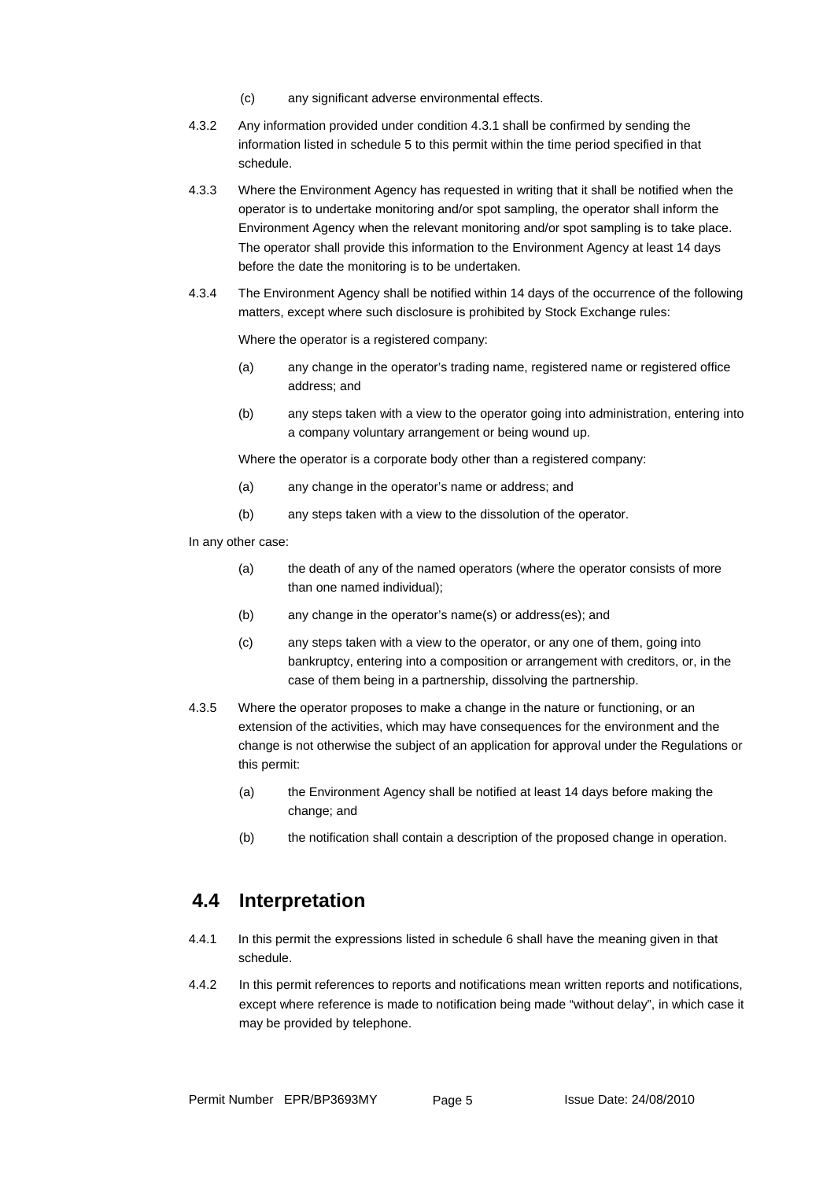(c) any significant adverse environmental effects.

4.3.2 Any information provided under condition 4.3.1 shall be confirmed by sending the information listed in schedule 5 to this permit within the time period specified in that schedule.

4.3.3 Where the Environment Agency has requested in writing that it shall be notified when the operator is to undertake monitoring and/or spot sampling, the operator shall inform the Environment Agency when the relevant monitoring and/or spot sampling is to take place. The operator shall provide this information to the Environment Agency at least 14 days before the date the monitoring is to be undertaken.

4.3.4 The Environment Agency shall be notified within 14 days of the occurrence of the following matters, except where such disclosure is prohibited by Stock Exchange rules:

Where the operator is a registered company:

(a) any change in the operator's trading name, registered name or registered office address; and

(b) any steps taken with a view to the operator going into administration, entering into a company voluntary arrangement or being wound up.

Where the operator is a corporate body other than a registered company:

(a) any change in the operator's name or address; and

(b) any steps taken with a view to the dissolution of the operator.

In any other case:

(a) the death of any of the named operators (where the operator consists of more than one named individual);

(b) any change in the operator's name(s) or address(es); and

(c) any steps taken with a view to the operator, or any one of them, going into bankruptcy, entering into a composition or arrangement with creditors, or, in the case of them being in a partnership, dissolving the partnership.

4.3.5 Where the operator proposes to make a change in the nature or functioning, or an extension of the activities, which may have consequences for the environment and the change is not otherwise the subject of an application for approval under the Regulations or this permit:

(a) the Environment Agency shall be notified at least 14 days before making the change; and

(b) the notification shall contain a description of the proposed change in operation.

## 4.4 Interpretation

4.4.1 In this permit the expressions listed in schedule 6 shall have the meaning given in that schedule.

4.4.2 In this permit references to reports and notifications mean written reports and notifications, except where reference is made to notification being made "without delay", in which case it may be provided by telephone.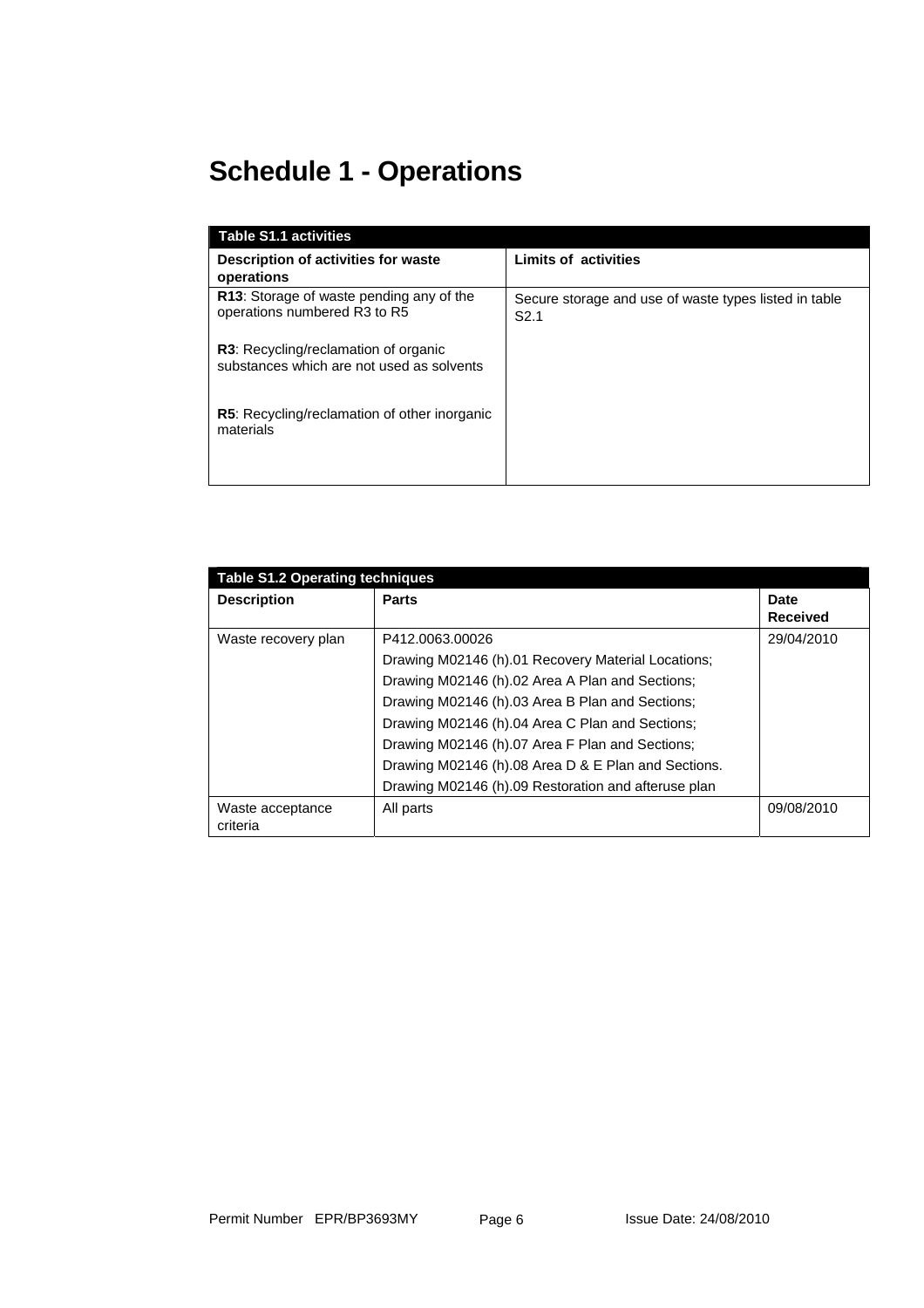# Schedule 1 - Operations

| Table S1.1 activities | |
|---|---|
| **Description of activities for waste operations** | **Limits of activities** |
| **R13**: Storage of waste pending any of the operations numbered R3 to R5<br><br>**R3**: Recycling/reclamation of organic substances which are not used as solvents<br><br>**R5**: Recycling/reclamation of other inorganic materials | Secure storage and use of waste types listed in table S2.1 |

| Table S1.2 Operating techniques | | |
|---|---|---|
| **Description** | **Parts** | **Date Received** |
| Waste recovery plan | P412.0063.00026<br>Drawing M02146 (h).01 Recovery Material Locations;<br>Drawing M02146 (h).02 Area A Plan and Sections;<br>Drawing M02146 (h).03 Area B Plan and Sections;<br>Drawing M02146 (h).04 Area C Plan and Sections;<br>Drawing M02146 (h).07 Area F Plan and Sections;<br>Drawing M02146 (h).08 Area D & E Plan and Sections.<br>Drawing M02146 (h).09 Restoration and afteruse plan | 29/04/2010 |
| Waste acceptance criteria | All parts | 09/08/2010 |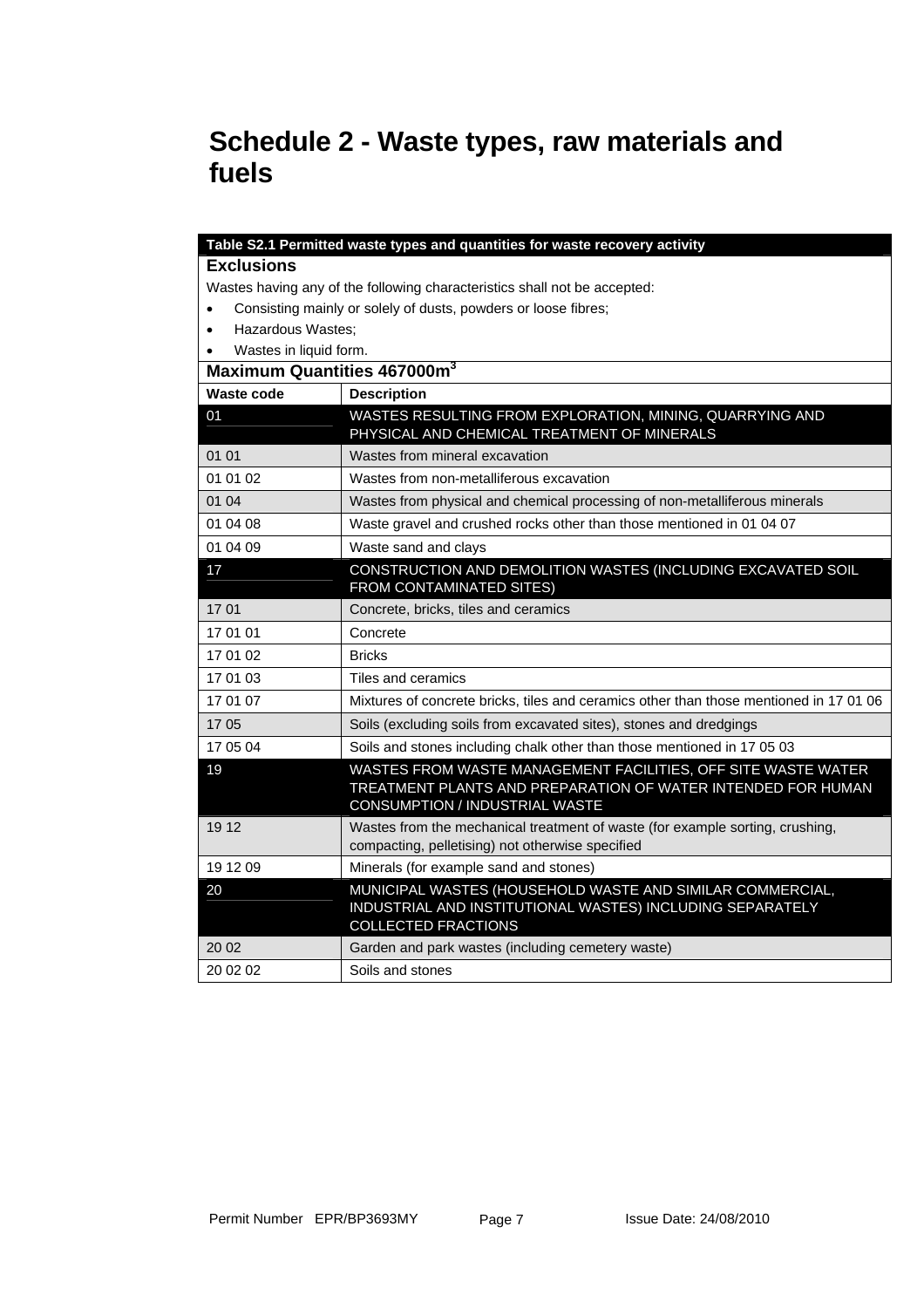# Schedule 2 - Waste types, raw materials and fuels

**Table S2.1 Permitted waste types and quantities for waste recovery activity**

**Exclusions**

Wastes having any of the following characteristics shall not be accepted:

- Consisting mainly or solely of dusts, powders or loose fibres;
- Hazardous Wastes;
- Wastes in liquid form.

**Maximum Quantities 467000m$^3$**

| Waste code | Description |
|---|---|
| 01 | WASTES RESULTING FROM EXPLORATION, MINING, QUARRYING AND PHYSICAL AND CHEMICAL TREATMENT OF MINERALS |
| 01 01 | Wastes from mineral excavation |
| 01 01 02 | Wastes from non-metalliferous excavation |
| 01 04 | Wastes from physical and chemical processing of non-metalliferous minerals |
| 01 04 08 | Waste gravel and crushed rocks other than those mentioned in 01 04 07 |
| 01 04 09 | Waste sand and clays |
| 17 | CONSTRUCTION AND DEMOLITION WASTES (INCLUDING EXCAVATED SOIL FROM CONTAMINATED SITES) |
| 17 01 | Concrete, bricks, tiles and ceramics |
| 17 01 01 | Concrete |
| 17 01 02 | Bricks |
| 17 01 03 | Tiles and ceramics |
| 17 01 07 | Mixtures of concrete bricks, tiles and ceramics other than those mentioned in 17 01 06 |
| 17 05 | Soils (excluding soils from excavated sites), stones and dredgings |
| 17 05 04 | Soils and stones including chalk other than those mentioned in 17 05 03 |
| 19 | WASTES FROM WASTE MANAGEMENT FACILITIES, OFF SITE WASTE WATER TREATMENT PLANTS AND PREPARATION OF WATER INTENDED FOR HUMAN CONSUMPTION / INDUSTRIAL WASTE |
| 19 12 | Wastes from the mechanical treatment of waste (for example sorting, crushing, compacting, pelletising) not otherwise specified |
| 19 12 09 | Minerals (for example sand and stones) |
| 20 | MUNICIPAL WASTES (HOUSEHOLD WASTE AND SIMILAR COMMERCIAL, INDUSTRIAL AND INSTITUTIONAL WASTES) INCLUDING SEPARATELY COLLECTED FRACTIONS |
| 20 02 | Garden and park wastes (including cemetery waste) |
| 20 02 02 | Soils and stones |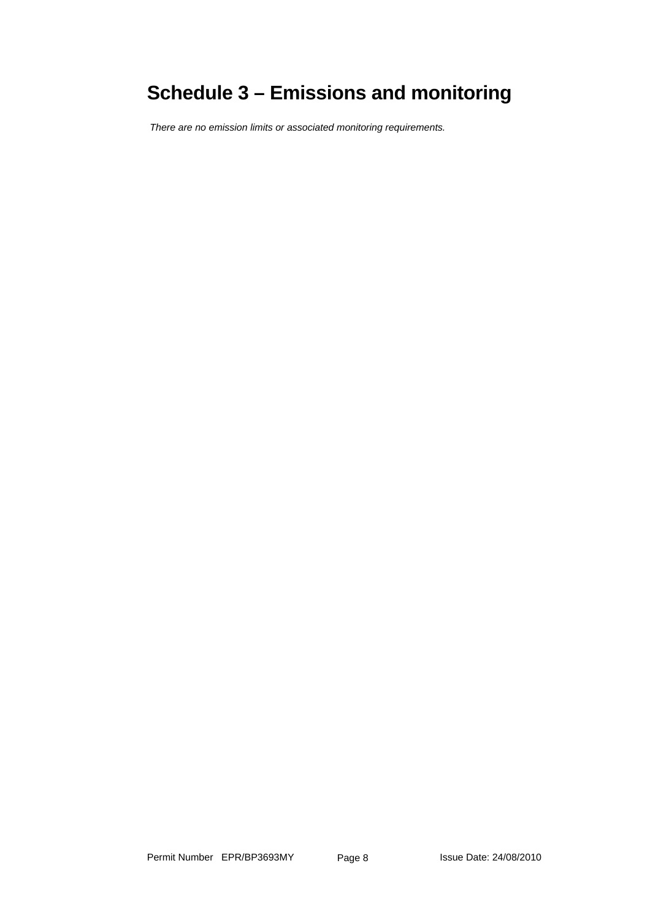# Schedule 3 – Emissions and monitoring

*There are no emission limits or associated monitoring requirements.*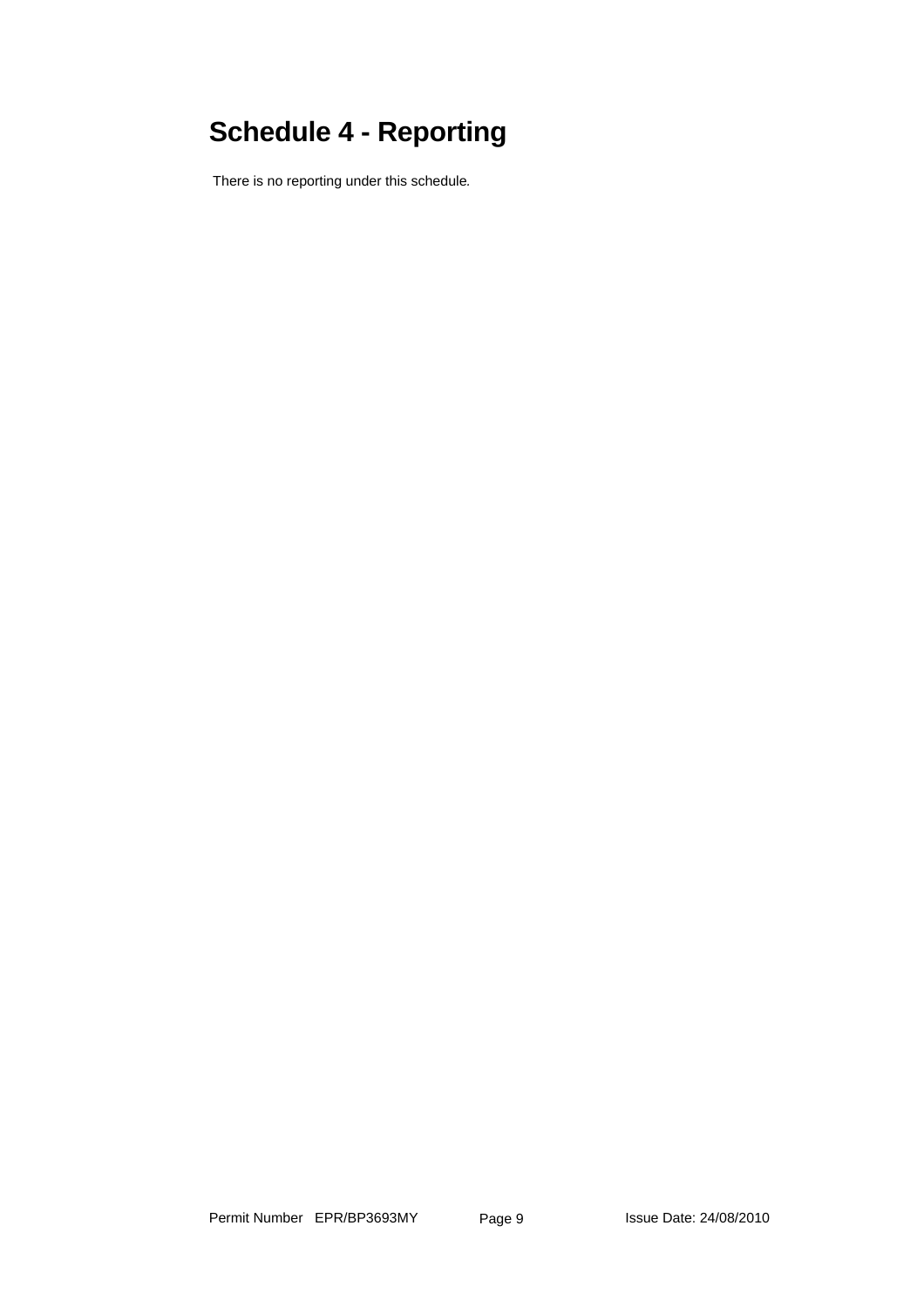# Schedule 4 - Reporting

There is no reporting under this schedule.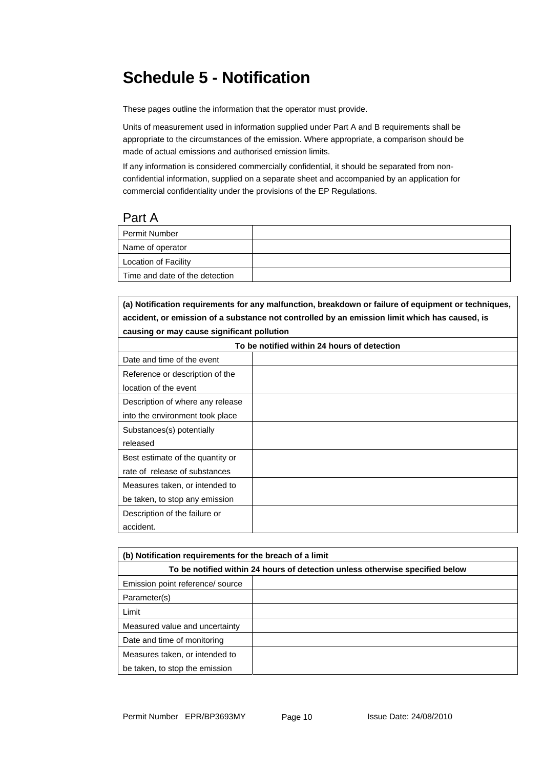# Schedule 5 - Notification

These pages outline the information that the operator must provide.

Units of measurement used in information supplied under Part A and B requirements shall be appropriate to the circumstances of the emission. Where appropriate, a comparison should be made of actual emissions and authorised emission limits.

If any information is considered commercially confidential, it should be separated from non-confidential information, supplied on a separate sheet and accompanied by an application for commercial confidentiality under the provisions of the EP Regulations.

## Part A

| | |
|---|---|
| Permit Number | |
| Name of operator | |
| Location of Facility | |
| Time and date of the detection | |

| **(a) Notification requirements for any malfunction, breakdown or failure of equipment or techniques, accident, or emission of a substance not controlled by an emission limit which has caused, is causing or may cause significant pollution** | |
|---|---|
| **To be notified within 24 hours of detection** | |
| Date and time of the event | |
| Reference or description of the location of the event | |
| Description of where any release into the environment took place | |
| Substances(s) potentially released | |
| Best estimate of the quantity or rate of release of substances | |
| Measures taken, or intended to be taken, to stop any emission | |
| Description of the failure or accident. | |

| **(b) Notification requirements for the breach of a limit** | |
|---|---|
| **To be notified within 24 hours of detection unless otherwise specified below** | |
| Emission point reference/ source | |
| Parameter(s) | |
| Limit | |
| Measured value and uncertainty | |
| Date and time of monitoring | |
| Measures taken, or intended to be taken, to stop the emission | |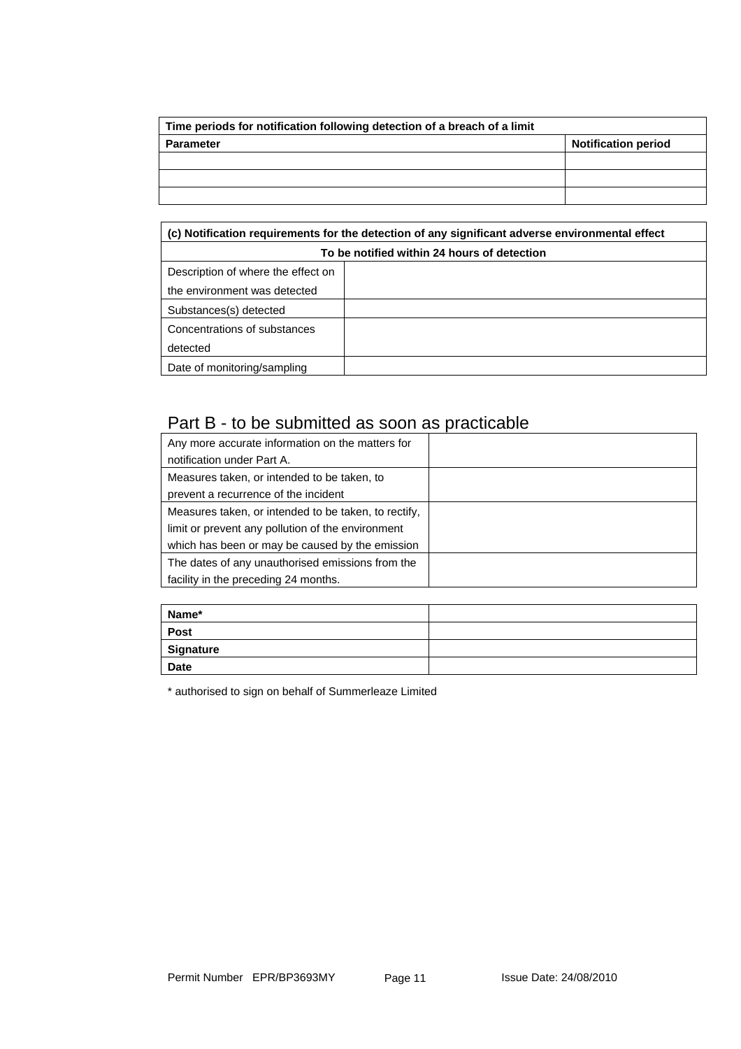| Time periods for notification following detection of a breach of a limit | |
|---|---|
| **Parameter** | **Notification period** |
| | |
| | |
| | |

| (c) Notification requirements for the detection of any significant adverse environmental effect | |
|---|---|
| **To be notified within 24 hours of detection** | |
| Description of where the effect on the environment was detected | |
| Substances(s) detected | |
| Concentrations of substances detected | |
| Date of monitoring/sampling | |

## Part B - to be submitted as soon as practicable

| | |
|---|---|
| Any more accurate information on the matters for notification under Part A. | |
| Measures taken, or intended to be taken, to prevent a recurrence of the incident | |
| Measures taken, or intended to be taken, to rectify, limit or prevent any pollution of the environment which has been or may be caused by the emission | |
| The dates of any unauthorised emissions from the facility in the preceding 24 months. | |

| | |
|---|---|
| **Name*** | |
| **Post** | |
| **Signature** | |
| **Date** | |

* authorised to sign on behalf of Summerleaze Limited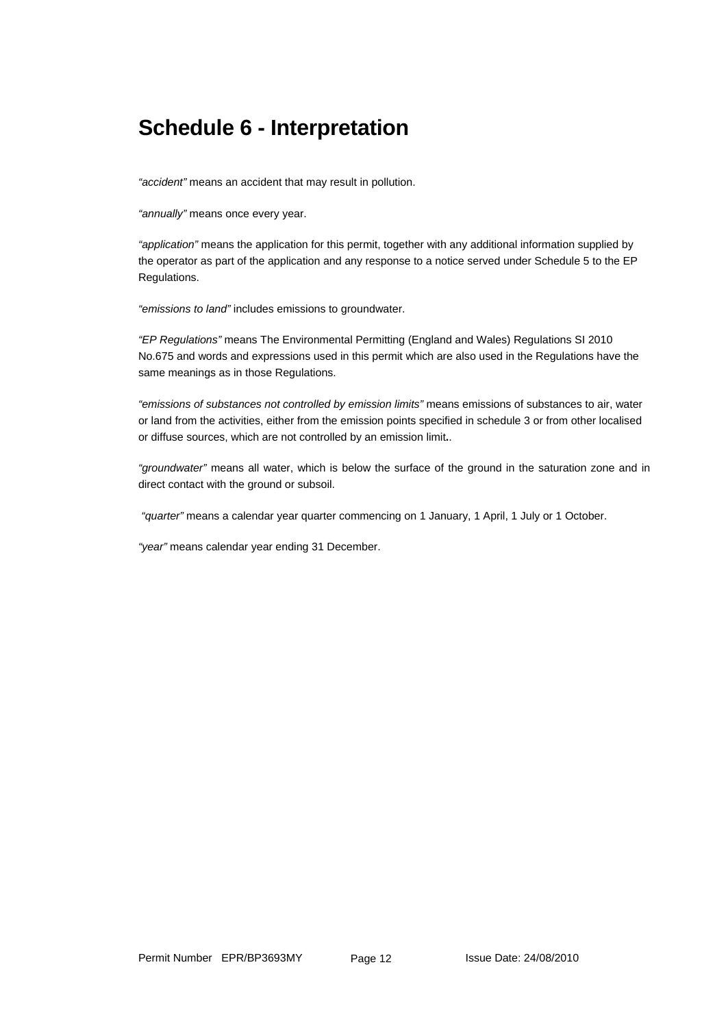# Schedule 6 - Interpretation

*"accident"* means an accident that may result in pollution.

*"annually"* means once every year.

*"application"* means the application for this permit, together with any additional information supplied by the operator as part of the application and any response to a notice served under Schedule 5 to the EP Regulations.

*"emissions to land"* includes emissions to groundwater.

*"EP Regulations"* means The Environmental Permitting (England and Wales) Regulations SI 2010 No.675 and words and expressions used in this permit which are also used in the Regulations have the same meanings as in those Regulations.

*"emissions of substances not controlled by emission limits"* means emissions of substances to air, water or land from the activities, either from the emission points specified in schedule 3 or from other localised or diffuse sources, which are not controlled by an emission limit..

*"groundwater"* means all water, which is below the surface of the ground in the saturation zone and in direct contact with the ground or subsoil.

*"quarter"* means a calendar year quarter commencing on 1 January, 1 April, 1 July or 1 October.

*"year"* means calendar year ending 31 December.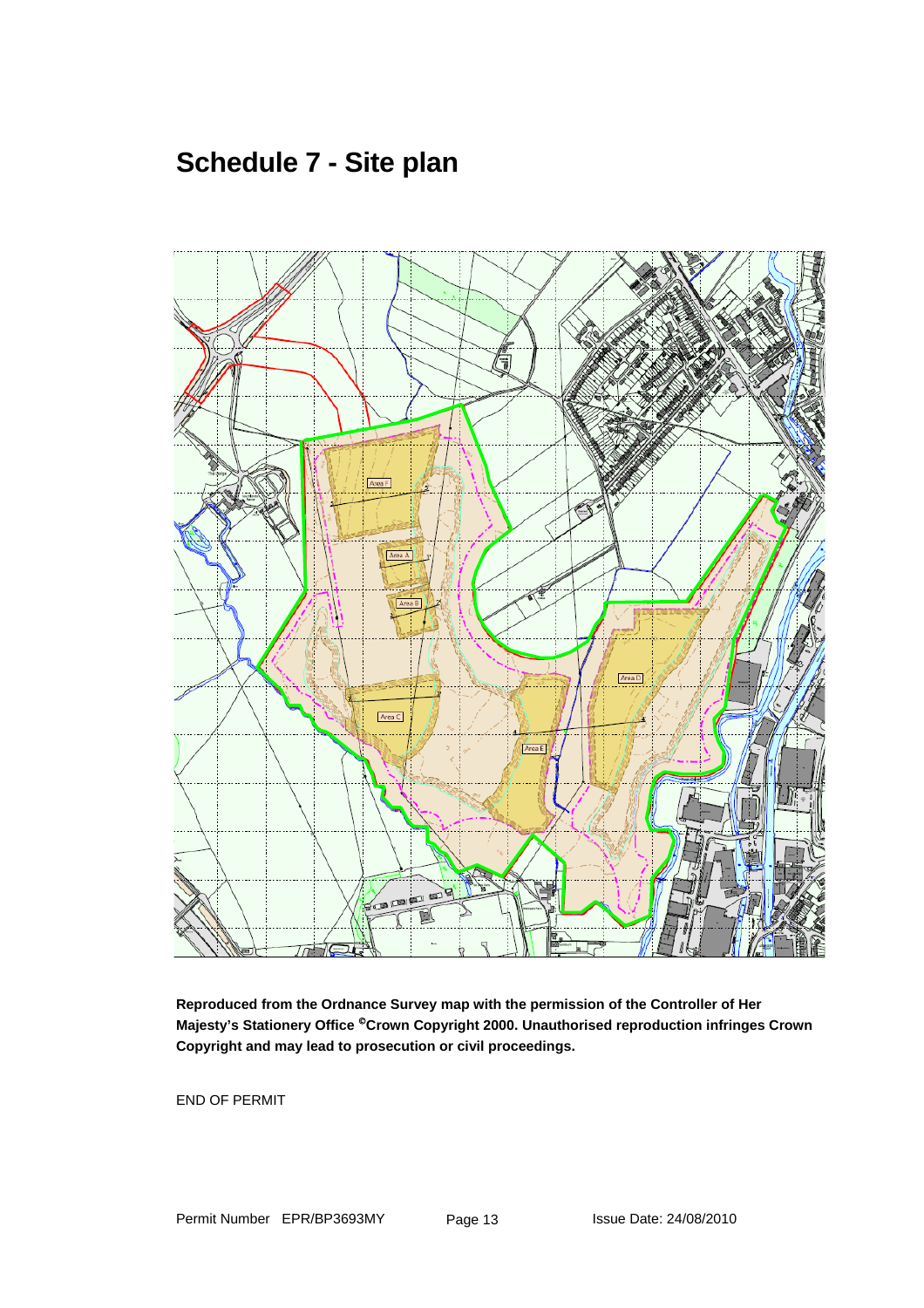# Schedule 7 - Site plan

Area F

Area A

Area B

Area C

Area D

Area E

**Reproduced from the Ordnance Survey map with the permission of the Controller of Her Majesty's Stationery Office ©Crown Copyright 2000. Unauthorised reproduction infringes Crown Copyright and may lead to prosecution or civil proceedings.**

END OF PERMIT